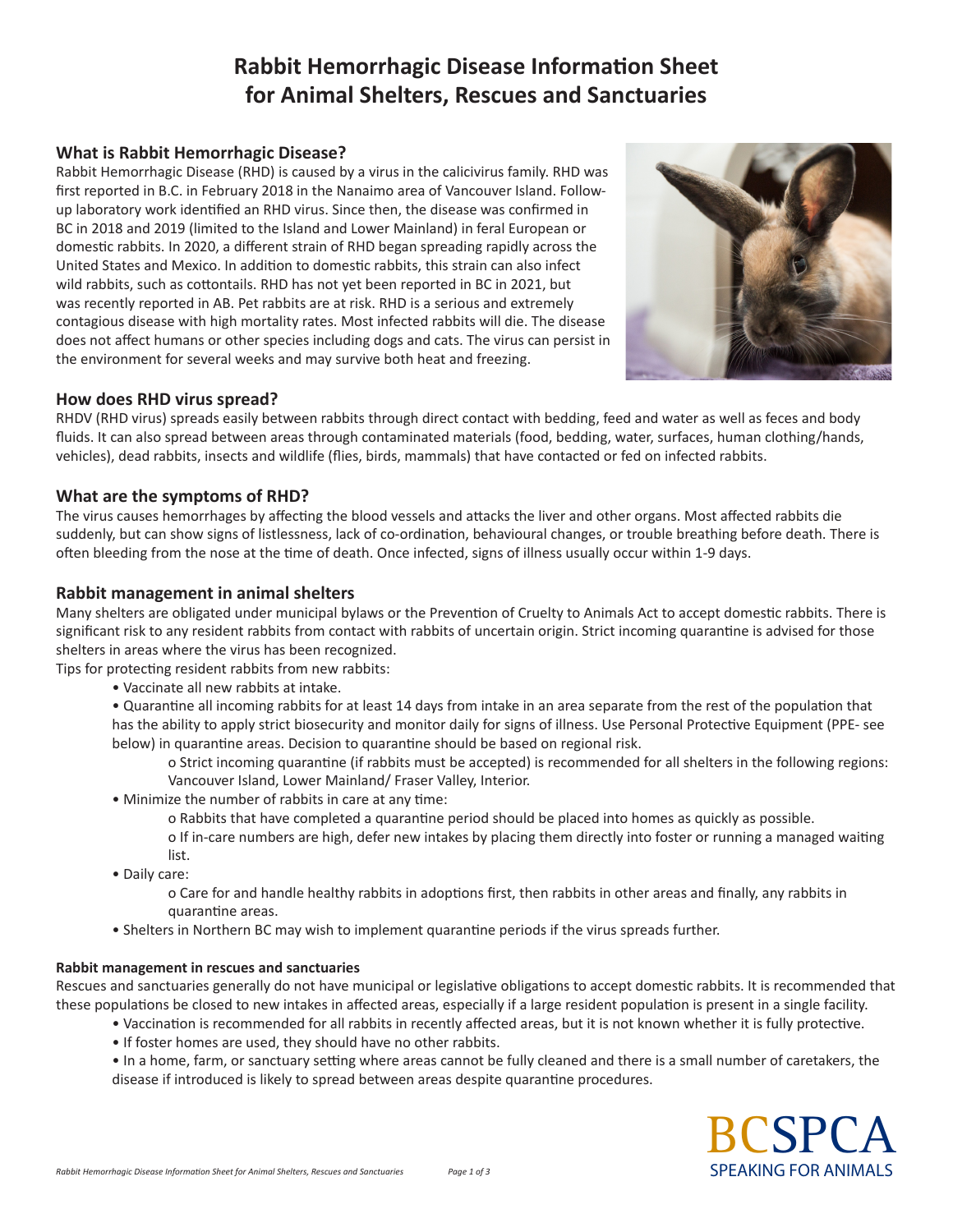# Rabbit Hemorrhagic Disease Information Sheet for Animal Shelters, Rescues and Sanctuaries

## What is Rabbit Hemorrhagic Disease?

Rabbit Hemorrhagic Disease (RHD) is caused by a virus in the calicivirus family. RHD was first reported in B.C. in February 2018 in the Nanaimo area of Vancouver Island. Follow-up laboratory work identified an RHD virus. Since then, the disease was confirmed in BC in 2018 and 2019 (limited to the Island and Lower Mainland) in feral European or domestic rabbits. In 2020, a different strain of RHD began spreading rapidly across the United States and Mexico. In addition to domestic rabbits, this strain can also infect wild rabbits, such as cottontails. RHD has not yet been reported in BC in 2021, but was recently reported in AB. Pet rabbits are at risk. RHD is a serious and extremely contagious disease with high mortality rates. Most infected rabbits will die. The disease does not affect humans or other species including dogs and cats. The virus can persist in the environment for several weeks and may survive both heat and freezing.

## How does RHD virus spread?

RHDV (RHD virus) spreads easily between rabbits through direct contact with bedding, feed and water as well as feces and body fluids. It can also spread between areas through contaminated materials (food, bedding, water, surfaces, human clothing/hands, vehicles), dead rabbits, insects and wildlife (flies, birds, mammals) that have contacted or fed on infected rabbits.

## What are the symptoms of RHD?

The virus causes hemorrhages by affecting the blood vessels and attacks the liver and other organs. Most affected rabbits die suddenly, but can show signs of listlessness, lack of co-ordination, behavioural changes, or trouble breathing before death. There is often bleeding from the nose at the time of death. Once infected, signs of illness usually occur within 1-9 days.

## Rabbit management in animal shelters

Many shelters are obligated under municipal bylaws or the Prevention of Cruelty to Animals Act to accept domestic rabbits. There is significant risk to any resident rabbits from contact with rabbits of uncertain origin. Strict incoming quarantine is advised for those shelters in areas where the virus has been recognized.

Tips for protecting resident rabbits from new rabbits:

- Vaccinate all new rabbits at intake.
- Quarantine all incoming rabbits for at least 14 days from intake in an area separate from the rest of the population that has the ability to apply strict biosecurity and monitor daily for signs of illness. Use Personal Protective Equipment (PPE- see below) in quarantine areas. Decision to quarantine should be based on regional risk.
    - Strict incoming quarantine (if rabbits must be accepted) is recommended for all shelters in the following regions: Vancouver Island, Lower Mainland/ Fraser Valley, Interior.
- Minimize the number of rabbits in care at any time:
    - Rabbits that have completed a quarantine period should be placed into homes as quickly as possible.
    - If in-care numbers are high, defer new intakes by placing them directly into foster or running a managed waiting list.
- Daily care:
    - Care for and handle healthy rabbits in adoptions first, then rabbits in other areas and finally, any rabbits in quarantine areas.
- Shelters in Northern BC may wish to implement quarantine periods if the virus spreads further.

#### Rabbit management in rescues and sanctuaries

Rescues and sanctuaries generally do not have municipal or legislative obligations to accept domestic rabbits. It is recommended that these populations be closed to new intakes in affected areas, especially if a large resident population is present in a single facility.

- Vaccination is recommended for all rabbits in recently affected areas, but it is not known whether it is fully protective.
- If foster homes are used, they should have no other rabbits.
- In a home, farm, or sanctuary setting where areas cannot be fully cleaned and there is a small number of caretakers, the disease if introduced is likely to spread between areas despite quarantine procedures.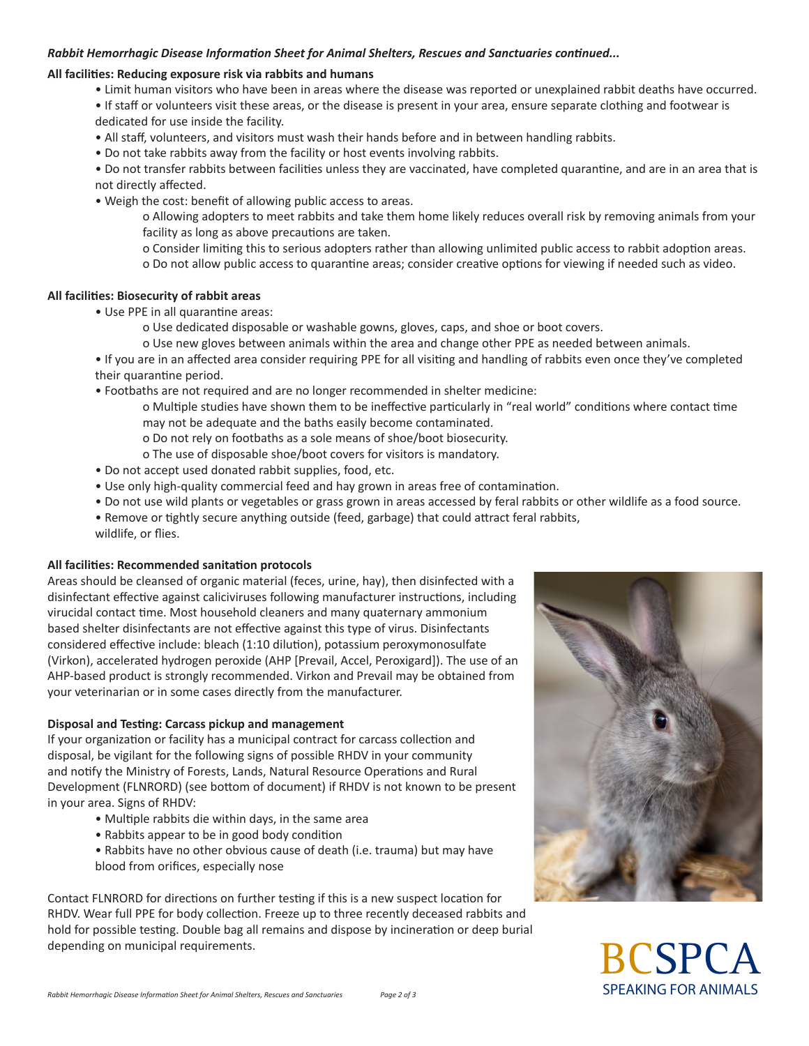*Rabbit Hemorrhagic Disease Information Sheet for Animal Shelters, Rescues and Sanctuaries continued...*

**All facilities: Reducing exposure risk via rabbits and humans**

- Limit human visitors who have been in areas where the disease was reported or unexplained rabbit deaths have occurred.
- If staff or volunteers visit these areas, or the disease is present in your area, ensure separate clothing and footwear is dedicated for use inside the facility.
- All staff, volunteers, and visitors must wash their hands before and in between handling rabbits.
- Do not take rabbits away from the facility or host events involving rabbits.
- Do not transfer rabbits between facilities unless they are vaccinated, have completed quarantine, and are in an area that is not directly affected.
- Weigh the cost: benefit of allowing public access to areas.
  - Allowing adopters to meet rabbits and take them home likely reduces overall risk by removing animals from your facility as long as above precautions are taken.
  - Consider limiting this to serious adopters rather than allowing unlimited public access to rabbit adoption areas.
  - Do not allow public access to quarantine areas; consider creative options for viewing if needed such as video.

**All facilities: Biosecurity of rabbit areas**

- Use PPE in all quarantine areas:
  - Use dedicated disposable or washable gowns, gloves, caps, and shoe or boot covers.
  - Use new gloves between animals within the area and change other PPE as needed between animals.
- If you are in an affected area consider requiring PPE for all visiting and handling of rabbits even once they've completed their quarantine period.
- Footbaths are not required and are no longer recommended in shelter medicine:
  - Multiple studies have shown them to be ineffective particularly in "real world" conditions where contact time may not be adequate and the baths easily become contaminated.
  - Do not rely on footbaths as a sole means of shoe/boot biosecurity.
  - The use of disposable shoe/boot covers for visitors is mandatory.
- Do not accept used donated rabbit supplies, food, etc.
- Use only high-quality commercial feed and hay grown in areas free of contamination.
- Do not use wild plants or vegetables or grass grown in areas accessed by feral rabbits or other wildlife as a food source.
- Remove or tightly secure anything outside (feed, garbage) that could attract feral rabbits, wildlife, or flies.

**All facilities: Recommended sanitation protocols**

Areas should be cleansed of organic material (feces, urine, hay), then disinfected with a disinfectant effective against caliciviruses following manufacturer instructions, including virucidal contact time. Most household cleaners and many quaternary ammonium based shelter disinfectants are not effective against this type of virus. Disinfectants considered effective include: bleach (1:10 dilution), potassium peroxymonosulfate (Virkon), accelerated hydrogen peroxide (AHP [Prevail, Accel, Peroxigard]). The use of an AHP-based product is strongly recommended. Virkon and Prevail may be obtained from your veterinarian or in some cases directly from the manufacturer.

**Disposal and Testing: Carcass pickup and management**

If your organization or facility has a municipal contract for carcass collection and disposal, be vigilant for the following signs of possible RHDV in your community and notify the Ministry of Forests, Lands, Natural Resource Operations and Rural Development (FLNRORD) (see bottom of document) if RHDV is not known to be present in your area. Signs of RHDV:

- Multiple rabbits die within days, in the same area
- Rabbits appear to be in good body condition
- Rabbits have no other obvious cause of death (i.e. trauma) but may have blood from orifices, especially nose

Contact FLNRORD for directions on further testing if this is a new suspect location for RHDV. Wear full PPE for body collection. Freeze up to three recently deceased rabbits and hold for possible testing. Double bag all remains and dispose by incineration or deep burial depending on municipal requirements.

BCSPCA
SPEAKING FOR ANIMALS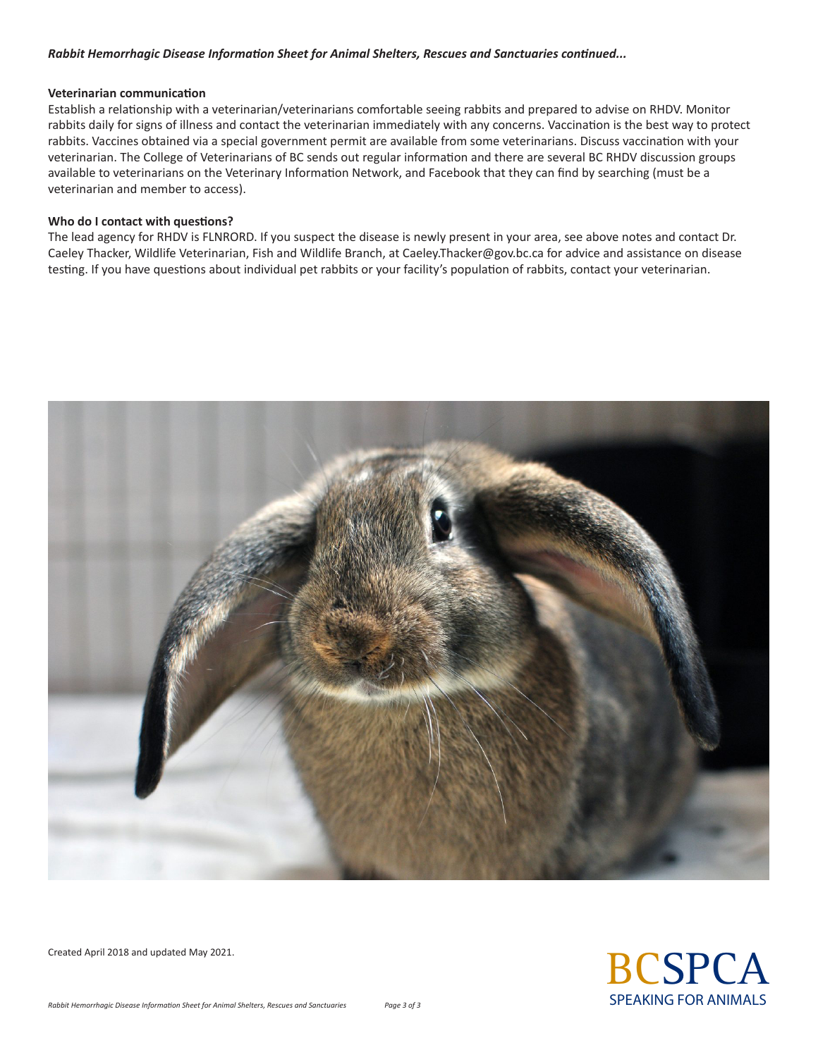### Veterinarian communication

Establish a relationship with a veterinarian/veterinarians comfortable seeing rabbits and prepared to advise on RHDV. Monitor rabbits daily for signs of illness and contact the veterinarian immediately with any concerns. Vaccination is the best way to protect rabbits. Vaccines obtained via a special government permit are available from some veterinarians. Discuss vaccination with your veterinarian. The College of Veterinarians of BC sends out regular information and there are several BC RHDV discussion groups available to veterinarians on the Veterinary Information Network, and Facebook that they can find by searching (must be a veterinarian and member to access).

### Who do I contact with questions?

The lead agency for RHDV is FLNRORD. If you suspect the disease is newly present in your area, see above notes and contact Dr. Caeley Thacker, Wildlife Veterinarian, Fish and Wildlife Branch, at Caeley.Thacker@gov.bc.ca for advice and assistance on disease testing. If you have questions about individual pet rabbits or your facility's population of rabbits, contact your veterinarian.

Created April 2018 and updated May 2021.

BCSPCA
SPEAKING FOR ANIMALS